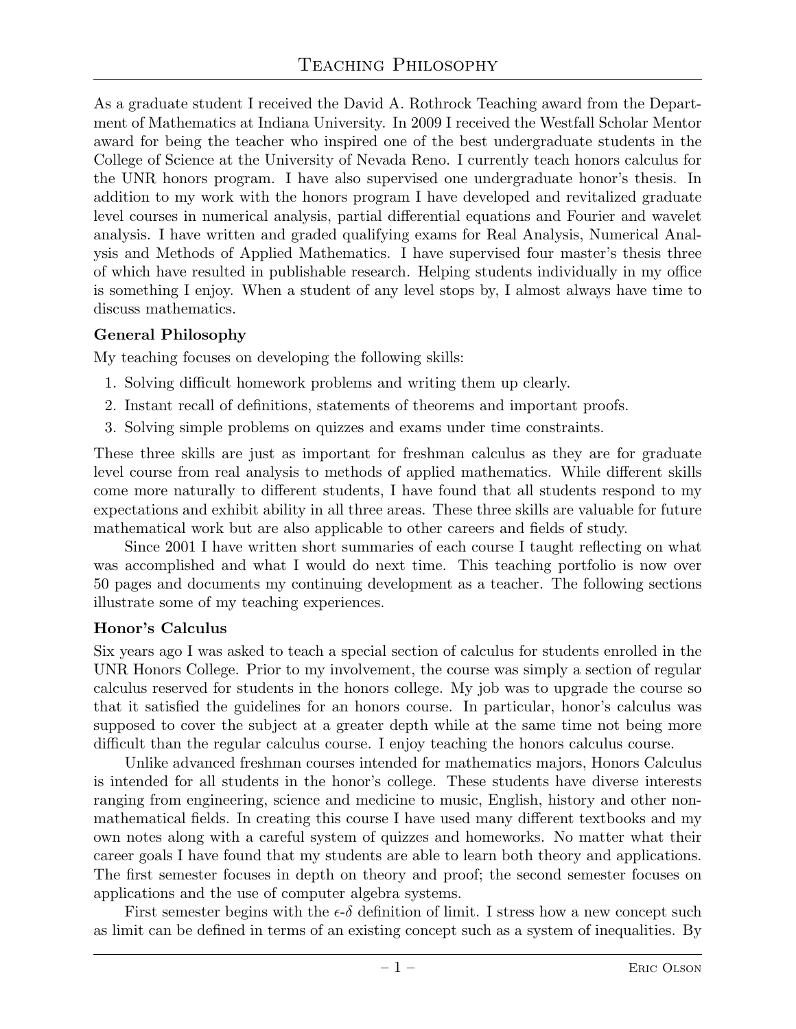# Teaching Philosophy

As a graduate student I received the David A. Rothrock Teaching award from the Department of Mathematics at Indiana University. In 2009 I received the Westfall Scholar Mentor award for being the teacher who inspired one of the best undergraduate students in the College of Science at the University of Nevada Reno. I currently teach honors calculus for the UNR honors program. I have also supervised one undergraduate honor's thesis. In addition to my work with the honors program I have developed and revitalized graduate level courses in numerical analysis, partial differential equations and Fourier and wavelet analysis. I have written and graded qualifying exams for Real Analysis, Numerical Analysis and Methods of Applied Mathematics. I have supervised four master's thesis three of which have resulted in publishable research. Helping students individually in my office is something I enjoy. When a student of any level stops by, I almost always have time to discuss mathematics.

### General Philosophy

My teaching focuses on developing the following skills:

1. Solving difficult homework problems and writing them up clearly.
2. Instant recall of definitions, statements of theorems and important proofs.
3. Solving simple problems on quizzes and exams under time constraints.

These three skills are just as important for freshman calculus as they are for graduate level course from real analysis to methods of applied mathematics. While different skills come more naturally to different students, I have found that all students respond to my expectations and exhibit ability in all three areas. These three skills are valuable for future mathematical work but are also applicable to other careers and fields of study.

Since 2001 I have written short summaries of each course I taught reflecting on what was accomplished and what I would do next time. This teaching portfolio is now over 50 pages and documents my continuing development as a teacher. The following sections illustrate some of my teaching experiences.

### Honor's Calculus

Six years ago I was asked to teach a special section of calculus for students enrolled in the UNR Honors College. Prior to my involvement, the course was simply a section of regular calculus reserved for students in the honors college. My job was to upgrade the course so that it satisfied the guidelines for an honors course. In particular, honor's calculus was supposed to cover the subject at a greater depth while at the same time not being more difficult than the regular calculus course. I enjoy teaching the honors calculus course.

Unlike advanced freshman courses intended for mathematics majors, Honors Calculus is intended for all students in the honor's college. These students have diverse interests ranging from engineering, science and medicine to music, English, history and other non-mathematical fields. In creating this course I have used many different textbooks and my own notes along with a careful system of quizzes and homeworks. No matter what their career goals I have found that my students are able to learn both theory and applications. The first semester focuses in depth on theory and proof; the second semester focuses on applications and the use of computer algebra systems.

First semester begins with the $\epsilon$-$\delta$ definition of limit. I stress how a new concept such as limit can be defined in terms of an existing concept such as a system of inequalities. By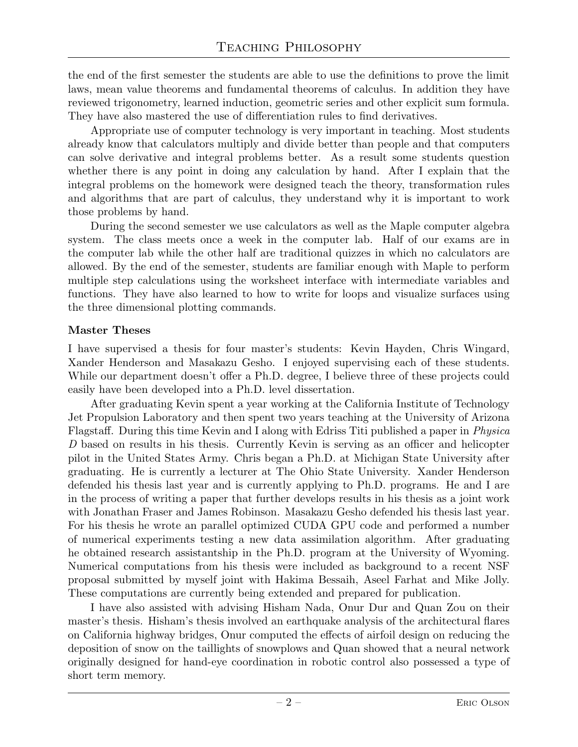the end of the first semester the students are able to use the definitions to prove the limit laws, mean value theorems and fundamental theorems of calculus. In addition they have reviewed trigonometry, learned induction, geometric series and other explicit sum formula. They have also mastered the use of differentiation rules to find derivatives.

Appropriate use of computer technology is very important in teaching. Most students already know that calculators multiply and divide better than people and that computers can solve derivative and integral problems better. As a result some students question whether there is any point in doing any calculation by hand. After I explain that the integral problems on the homework were designed teach the theory, transformation rules and algorithms that are part of calculus, they understand why it is important to work those problems by hand.

During the second semester we use calculators as well as the Maple computer algebra system. The class meets once a week in the computer lab. Half of our exams are in the computer lab while the other half are traditional quizzes in which no calculators are allowed. By the end of the semester, students are familiar enough with Maple to perform multiple step calculations using the worksheet interface with intermediate variables and functions. They have also learned to how to write for loops and visualize surfaces using the three dimensional plotting commands.

**Master Theses**

I have supervised a thesis for four master's students: Kevin Hayden, Chris Wingard, Xander Henderson and Masakazu Gesho. I enjoyed supervising each of these students. While our department doesn't offer a Ph.D. degree, I believe three of these projects could easily have been developed into a Ph.D. level dissertation.

After graduating Kevin spent a year working at the California Institute of Technology Jet Propulsion Laboratory and then spent two years teaching at the University of Arizona Flagstaff. During this time Kevin and I along with Edriss Titi published a paper in *Physica D* based on results in his thesis. Currently Kevin is serving as an officer and helicopter pilot in the United States Army. Chris began a Ph.D. at Michigan State University after graduating. He is currently a lecturer at The Ohio State University. Xander Henderson defended his thesis last year and is currently applying to Ph.D. programs. He and I are in the process of writing a paper that further develops results in his thesis as a joint work with Jonathan Fraser and James Robinson. Masakazu Gesho defended his thesis last year. For his thesis he wrote an parallel optimized CUDA GPU code and performed a number of numerical experiments testing a new data assimilation algorithm. After graduating he obtained research assistantship in the Ph.D. program at the University of Wyoming. Numerical computations from his thesis were included as background to a recent NSF proposal submitted by myself joint with Hakima Bessaih, Aseel Farhat and Mike Jolly. These computations are currently being extended and prepared for publication.

I have also assisted with advising Hisham Nada, Onur Dur and Quan Zou on their master's thesis. Hisham's thesis involved an earthquake analysis of the architectural flares on California highway bridges, Onur computed the effects of airfoil design on reducing the deposition of snow on the taillights of snowplows and Quan showed that a neural network originally designed for hand-eye coordination in robotic control also possessed a type of short term memory.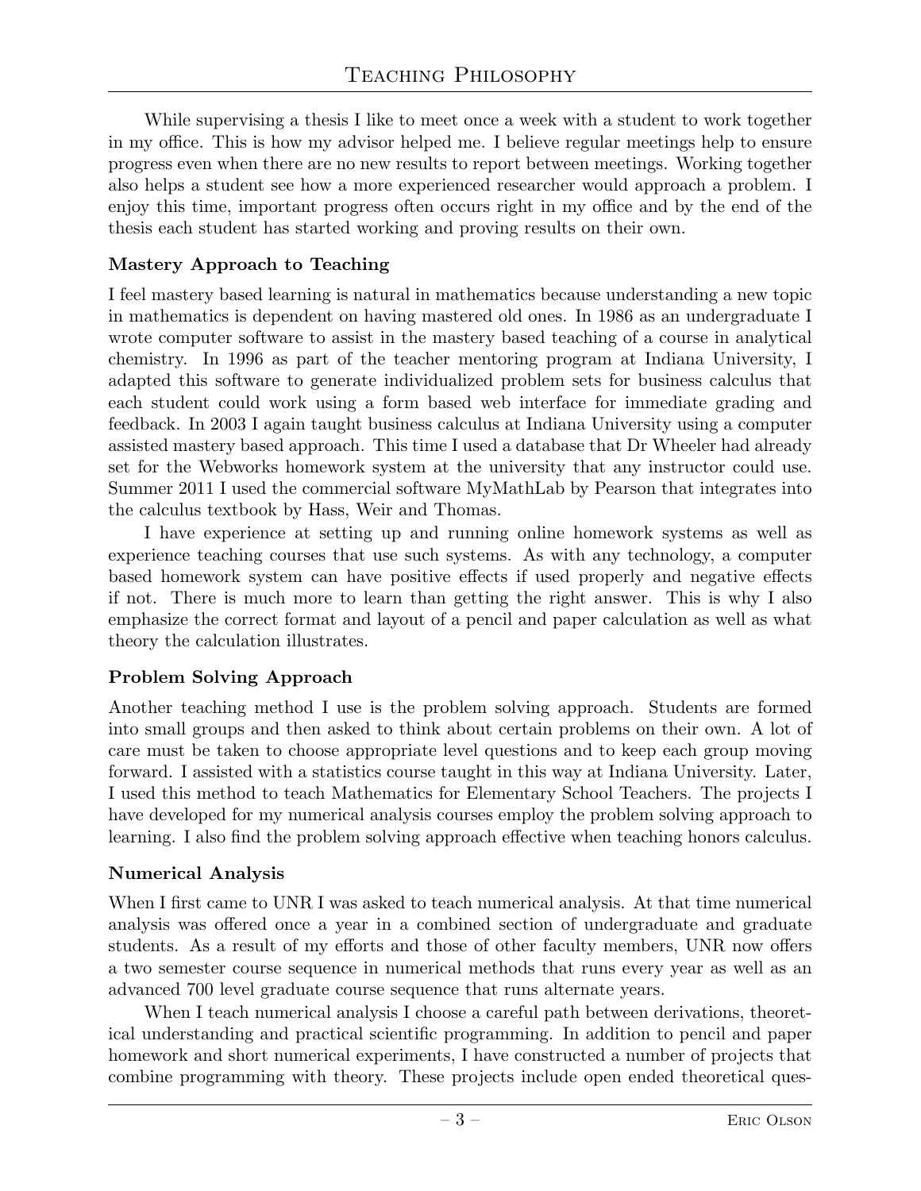While supervising a thesis I like to meet once a week with a student to work together in my office. This is how my advisor helped me. I believe regular meetings help to ensure progress even when there are no new results to report between meetings. Working together also helps a student see how a more experienced researcher would approach a problem. I enjoy this time, important progress often occurs right in my office and by the end of the thesis each student has started working and proving results on their own.

### Mastery Approach to Teaching

I feel mastery based learning is natural in mathematics because understanding a new topic in mathematics is dependent on having mastered old ones. In 1986 as an undergraduate I wrote computer software to assist in the mastery based teaching of a course in analytical chemistry. In 1996 as part of the teacher mentoring program at Indiana University, I adapted this software to generate individualized problem sets for business calculus that each student could work using a form based web interface for immediate grading and feedback. In 2003 I again taught business calculus at Indiana University using a computer assisted mastery based approach. This time I used a database that Dr Wheeler had already set for the Webworks homework system at the university that any instructor could use. Summer 2011 I used the commercial software MyMathLab by Pearson that integrates into the calculus textbook by Hass, Weir and Thomas.

I have experience at setting up and running online homework systems as well as experience teaching courses that use such systems. As with any technology, a computer based homework system can have positive effects if used properly and negative effects if not. There is much more to learn than getting the right answer. This is why I also emphasize the correct format and layout of a pencil and paper calculation as well as what theory the calculation illustrates.

### Problem Solving Approach

Another teaching method I use is the problem solving approach. Students are formed into small groups and then asked to think about certain problems on their own. A lot of care must be taken to choose appropriate level questions and to keep each group moving forward. I assisted with a statistics course taught in this way at Indiana University. Later, I used this method to teach Mathematics for Elementary School Teachers. The projects I have developed for my numerical analysis courses employ the problem solving approach to learning. I also find the problem solving approach effective when teaching honors calculus.

### Numerical Analysis

When I first came to UNR I was asked to teach numerical analysis. At that time numerical analysis was offered once a year in a combined section of undergraduate and graduate students. As a result of my efforts and those of other faculty members, UNR now offers a two semester course sequence in numerical methods that runs every year as well as an advanced 700 level graduate course sequence that runs alternate years.

When I teach numerical analysis I choose a careful path between derivations, theoretical understanding and practical scientific programming. In addition to pencil and paper homework and short numerical experiments, I have constructed a number of projects that combine programming with theory. These projects include open ended theoretical ques-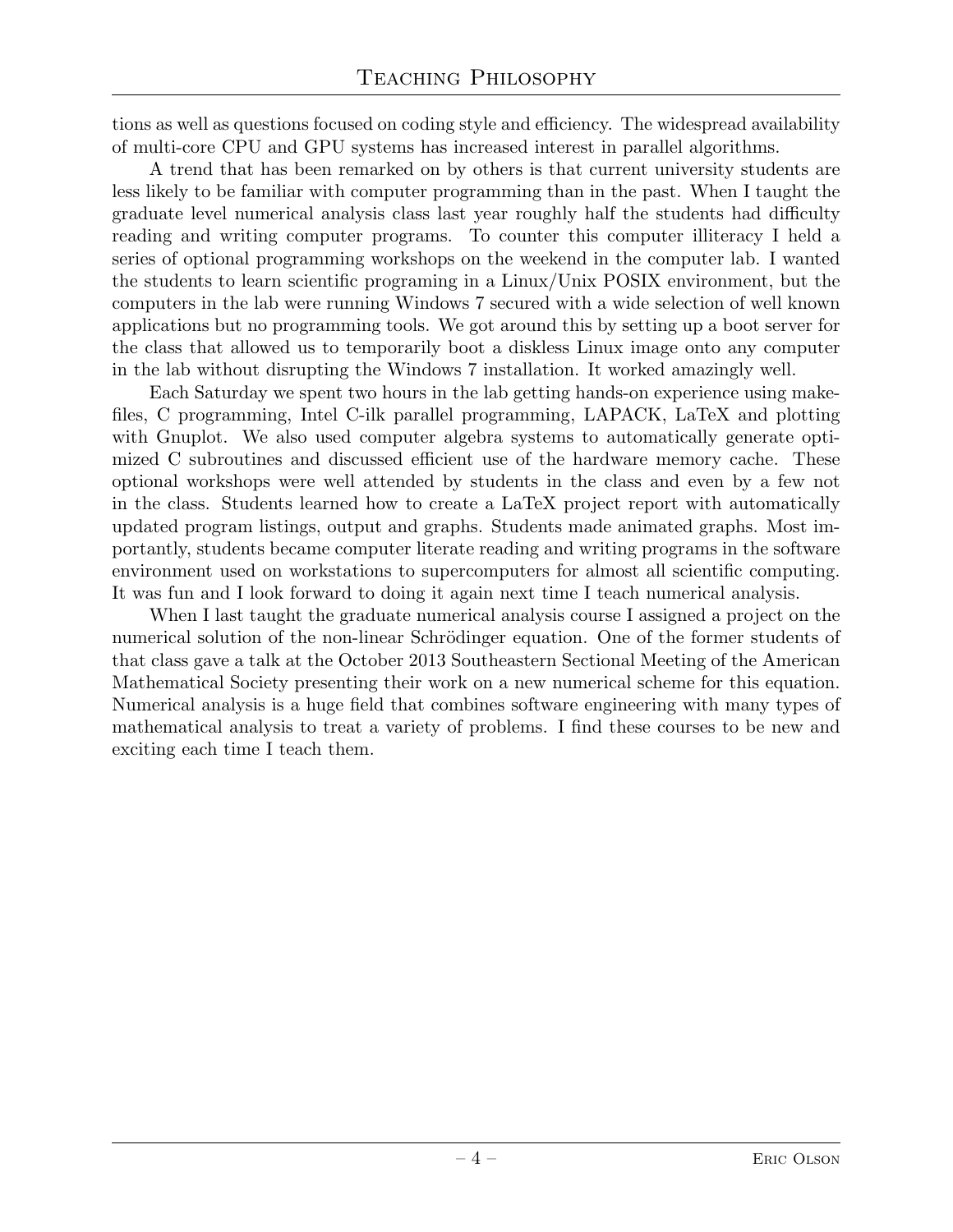tions as well as questions focused on coding style and efficiency. The widespread availability of multi-core CPU and GPU systems has increased interest in parallel algorithms.

A trend that has been remarked on by others is that current university students are less likely to be familiar with computer programming than in the past. When I taught the graduate level numerical analysis class last year roughly half the students had difficulty reading and writing computer programs. To counter this computer illiteracy I held a series of optional programming workshops on the weekend in the computer lab. I wanted the students to learn scientific programing in a Linux/Unix POSIX environment, but the computers in the lab were running Windows 7 secured with a wide selection of well known applications but no programming tools. We got around this by setting up a boot server for the class that allowed us to temporarily boot a diskless Linux image onto any computer in the lab without disrupting the Windows 7 installation. It worked amazingly well.

Each Saturday we spent two hours in the lab getting hands-on experience using makefiles, C programming, Intel C-ilk parallel programming, LAPACK, LaTeX and plotting with Gnuplot. We also used computer algebra systems to automatically generate optimized C subroutines and discussed efficient use of the hardware memory cache. These optional workshops were well attended by students in the class and even by a few not in the class. Students learned how to create a LaTeX project report with automatically updated program listings, output and graphs. Students made animated graphs. Most importantly, students became computer literate reading and writing programs in the software environment used on workstations to supercomputers for almost all scientific computing. It was fun and I look forward to doing it again next time I teach numerical analysis.

When I last taught the graduate numerical analysis course I assigned a project on the numerical solution of the non-linear Schrödinger equation. One of the former students of that class gave a talk at the October 2013 Southeastern Sectional Meeting of the American Mathematical Society presenting their work on a new numerical scheme for this equation. Numerical analysis is a huge field that combines software engineering with many types of mathematical analysis to treat a variety of problems. I find these courses to be new and exciting each time I teach them.